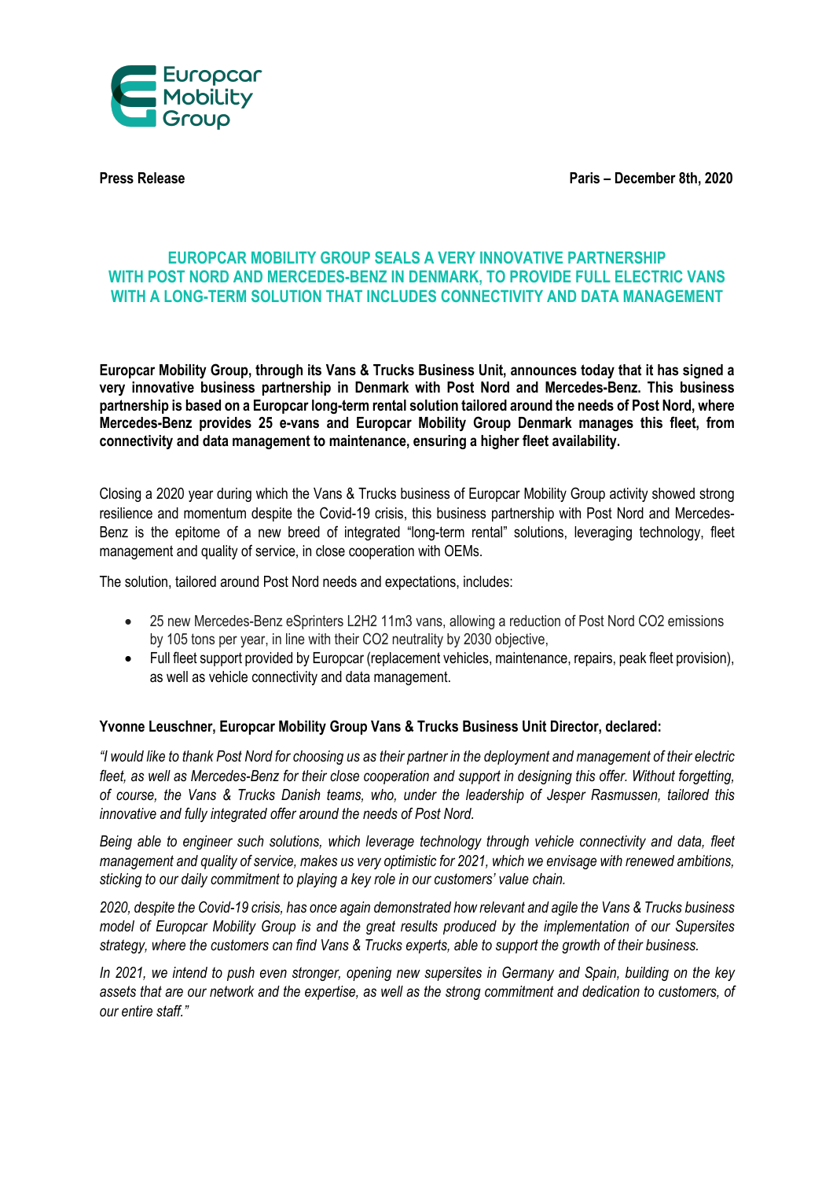**Press Release** **Paris – December 8th, 2020**

# EUROPCAR MOBILITY GROUP SEALS A VERY INNOVATIVE PARTNERSHIP WITH POST NORD AND MERCEDES-BENZ IN DENMARK, TO PROVIDE FULL ELECTRIC VANS WITH A LONG-TERM SOLUTION THAT INCLUDES CONNECTIVITY AND DATA MANAGEMENT

**Europcar Mobility Group, through its Vans & Trucks Business Unit, announces today that it has signed a very innovative business partnership in Denmark with Post Nord and Mercedes-Benz. This business partnership is based on a Europcar long-term rental solution tailored around the needs of Post Nord, where Mercedes-Benz provides 25 e-vans and Europcar Mobility Group Denmark manages this fleet, from connectivity and data management to maintenance, ensuring a higher fleet availability.**

Closing a 2020 year during which the Vans & Trucks business of Europcar Mobility Group activity showed strong resilience and momentum despite the Covid-19 crisis, this business partnership with Post Nord and Mercedes-Benz is the epitome of a new breed of integrated "long-term rental" solutions, leveraging technology, fleet management and quality of service, in close cooperation with OEMs.

The solution, tailored around Post Nord needs and expectations, includes:

- 25 new Mercedes-Benz eSprinters L2H2 11m3 vans, allowing a reduction of Post Nord $CO_2$ emissions by 105 tons per year, in line with their $CO_2$ neutrality by 2030 objective,
- Full fleet support provided by Europcar (replacement vehicles, maintenance, repairs, peak fleet provision), as well as vehicle connectivity and data management.

**Yvonne Leuschner, Europcar Mobility Group Vans & Trucks Business Unit Director, declared:**

*"I would like to thank Post Nord for choosing us as their partner in the deployment and management of their electric fleet, as well as Mercedes-Benz for their close cooperation and support in designing this offer. Without forgetting, of course, the Vans & Trucks Danish teams, who, under the leadership of Jesper Rasmussen, tailored this innovative and fully integrated offer around the needs of Post Nord.*

*Being able to engineer such solutions, which leverage technology through vehicle connectivity and data, fleet management and quality of service, makes us very optimistic for 2021, which we envisage with renewed ambitions, sticking to our daily commitment to playing a key role in our customers' value chain.*

*2020, despite the Covid-19 crisis, has once again demonstrated how relevant and agile the Vans & Trucks business model of Europcar Mobility Group is and the great results produced by the implementation of our Supersites strategy, where the customers can find Vans & Trucks experts, able to support the growth of their business.*

*In 2021, we intend to push even stronger, opening new supersites in Germany and Spain, building on the key assets that are our network and the expertise, as well as the strong commitment and dedication to customers, of our entire staff."*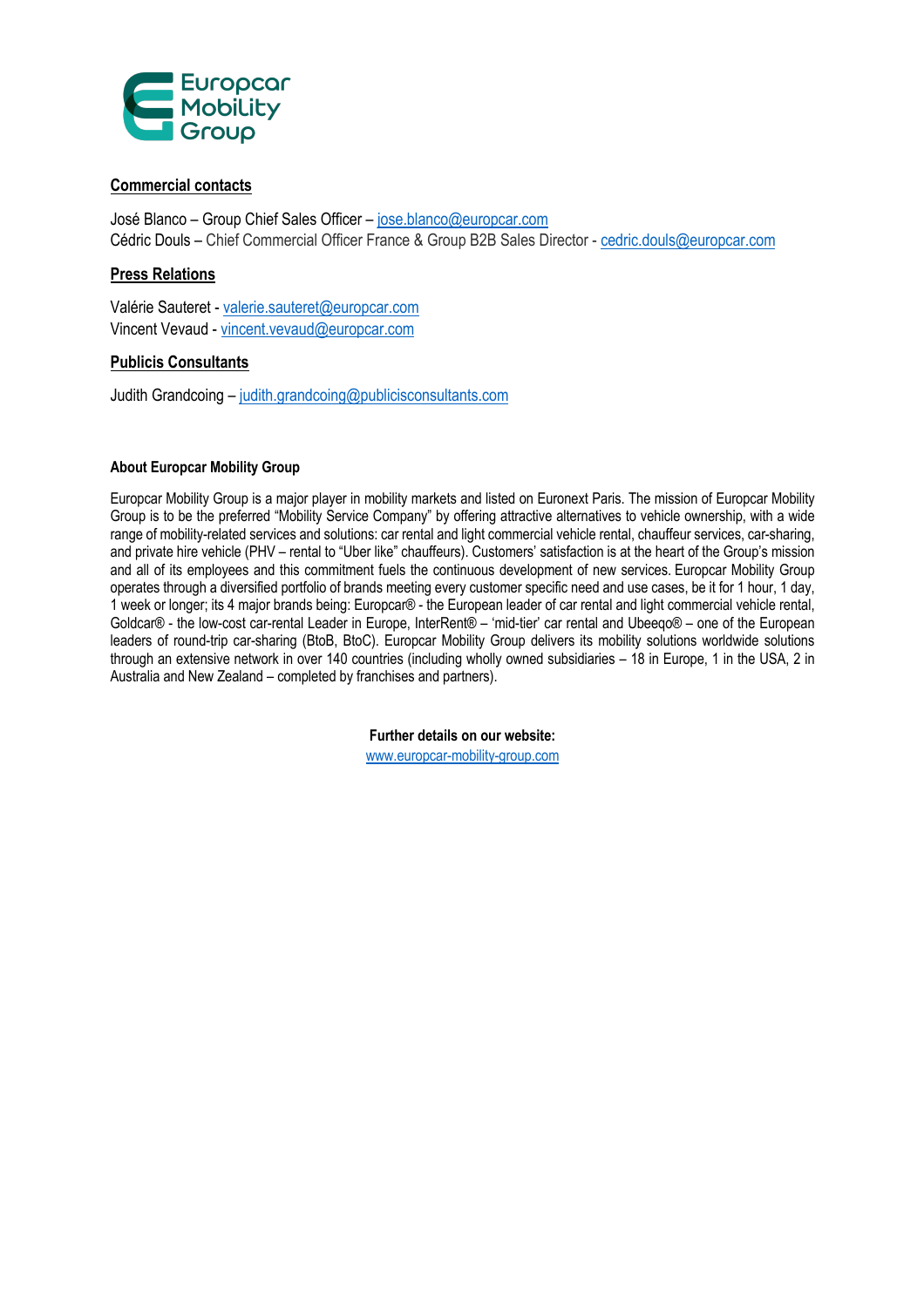**Commercial contacts**

José Blanco – Group Chief Sales Officer – jose.blanco@europcar.com
Cédric Douls – Chief Commercial Officer France & Group B2B Sales Director - cedric.douls@europcar.com

**Press Relations**

Valérie Sauteret - valerie.sauteret@europcar.com
Vincent Vevaud - vincent.vevaud@europcar.com

**Publicis Consultants**

Judith Grandcoing – judith.grandcoing@publicisconsultants.com

**About Europcar Mobility Group**

Europcar Mobility Group is a major player in mobility markets and listed on Euronext Paris. The mission of Europcar Mobility Group is to be the preferred "Mobility Service Company" by offering attractive alternatives to vehicle ownership, with a wide range of mobility-related services and solutions: car rental and light commercial vehicle rental, chauffeur services, car-sharing, and private hire vehicle (PHV – rental to "Uber like" chauffeurs). Customers' satisfaction is at the heart of the Group's mission and all of its employees and this commitment fuels the continuous development of new services. Europcar Mobility Group operates through a diversified portfolio of brands meeting every customer specific need and use cases, be it for 1 hour, 1 day, 1 week or longer; its 4 major brands being: Europcar® - the European leader of car rental and light commercial vehicle rental, Goldcar® - the low-cost car-rental Leader in Europe, InterRent® – 'mid-tier' car rental and Ubeeqo® – one of the European leaders of round-trip car-sharing (BtoB, BtoC). Europcar Mobility Group delivers its mobility solutions worldwide solutions through an extensive network in over 140 countries (including wholly owned subsidiaries – 18 in Europe, 1 in the USA, 2 in Australia and New Zealand – completed by franchises and partners).

**Further details on our website:**
www.europcar-mobility-group.com